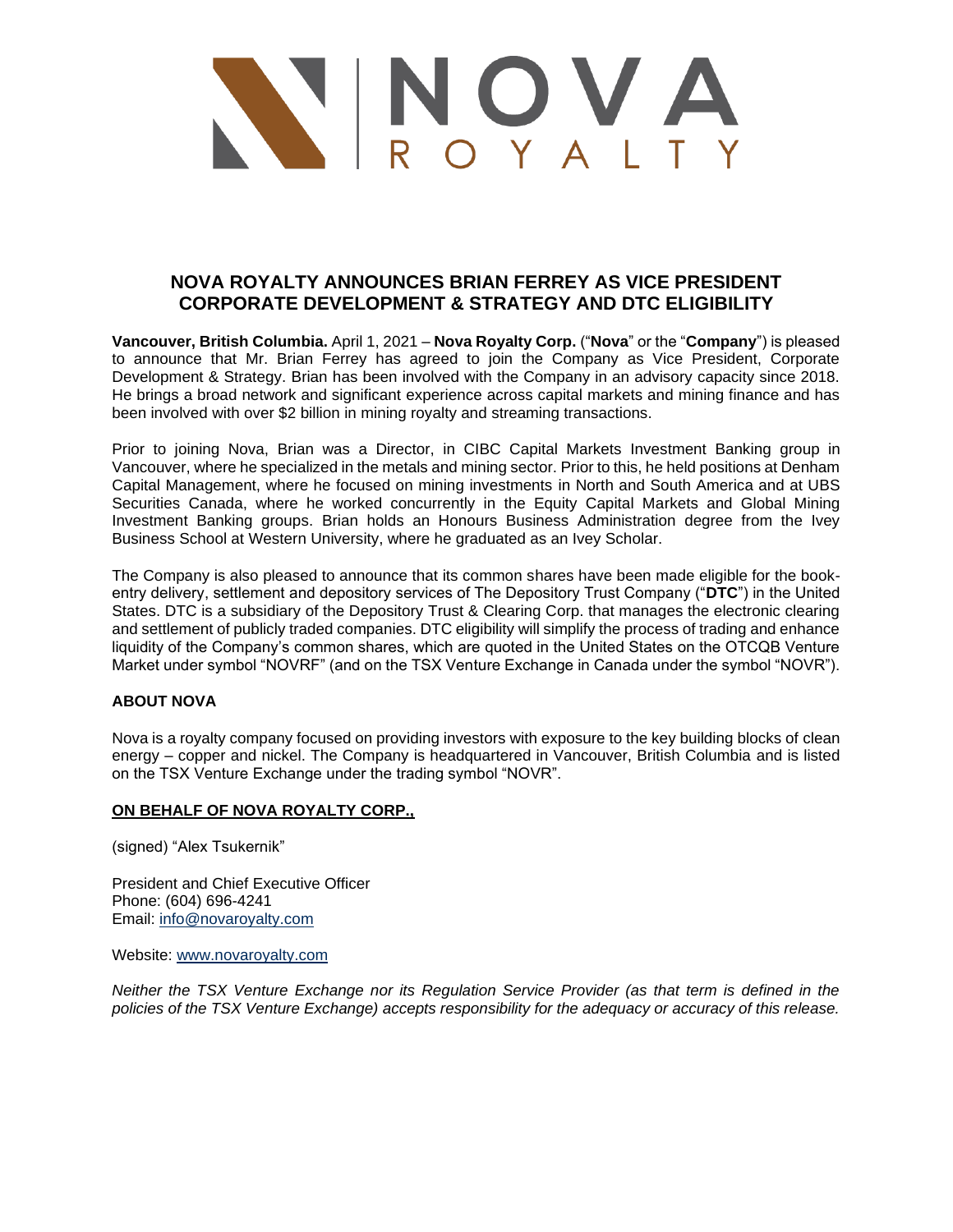# NOVA ROYALTY ANNOUNCES BRIAN FERREY AS VICE PRESIDENT CORPORATE DEVELOPMENT & STRATEGY AND DTC ELIGIBILITY

**Vancouver, British Columbia.** April 1, 2021 – **Nova Royalty Corp.** ("**Nova**" or the "**Company**") is pleased to announce that Mr. Brian Ferrey has agreed to join the Company as Vice President, Corporate Development & Strategy. Brian has been involved with the Company in an advisory capacity since 2018. He brings a broad network and significant experience across capital markets and mining finance and has been involved with over $2 billion in mining royalty and streaming transactions.

Prior to joining Nova, Brian was a Director, in CIBC Capital Markets Investment Banking group in Vancouver, where he specialized in the metals and mining sector. Prior to this, he held positions at Denham Capital Management, where he focused on mining investments in North and South America and at UBS Securities Canada, where he worked concurrently in the Equity Capital Markets and Global Mining Investment Banking groups. Brian holds an Honours Business Administration degree from the Ivey Business School at Western University, where he graduated as an Ivey Scholar.

The Company is also pleased to announce that its common shares have been made eligible for the book-entry delivery, settlement and depository services of The Depository Trust Company ("**DTC**") in the United States. DTC is a subsidiary of the Depository Trust & Clearing Corp. that manages the electronic clearing and settlement of publicly traded companies. DTC eligibility will simplify the process of trading and enhance liquidity of the Company's common shares, which are quoted in the United States on the OTCQB Venture Market under symbol "NOVRF" (and on the TSX Venture Exchange in Canada under the symbol "NOVR").

## ABOUT NOVA

Nova is a royalty company focused on providing investors with exposure to the key building blocks of clean energy – copper and nickel. The Company is headquartered in Vancouver, British Columbia and is listed on the TSX Venture Exchange under the trading symbol "NOVR".

**ON BEHALF OF NOVA ROYALTY CORP.,**

(signed) "Alex Tsukernik"

President and Chief Executive Officer
Phone: (604) 696-4241
Email: info@novaroyalty.com

Website: www.novaroyalty.com

*Neither the TSX Venture Exchange nor its Regulation Service Provider (as that term is defined in the policies of the TSX Venture Exchange) accepts responsibility for the adequacy or accuracy of this release.*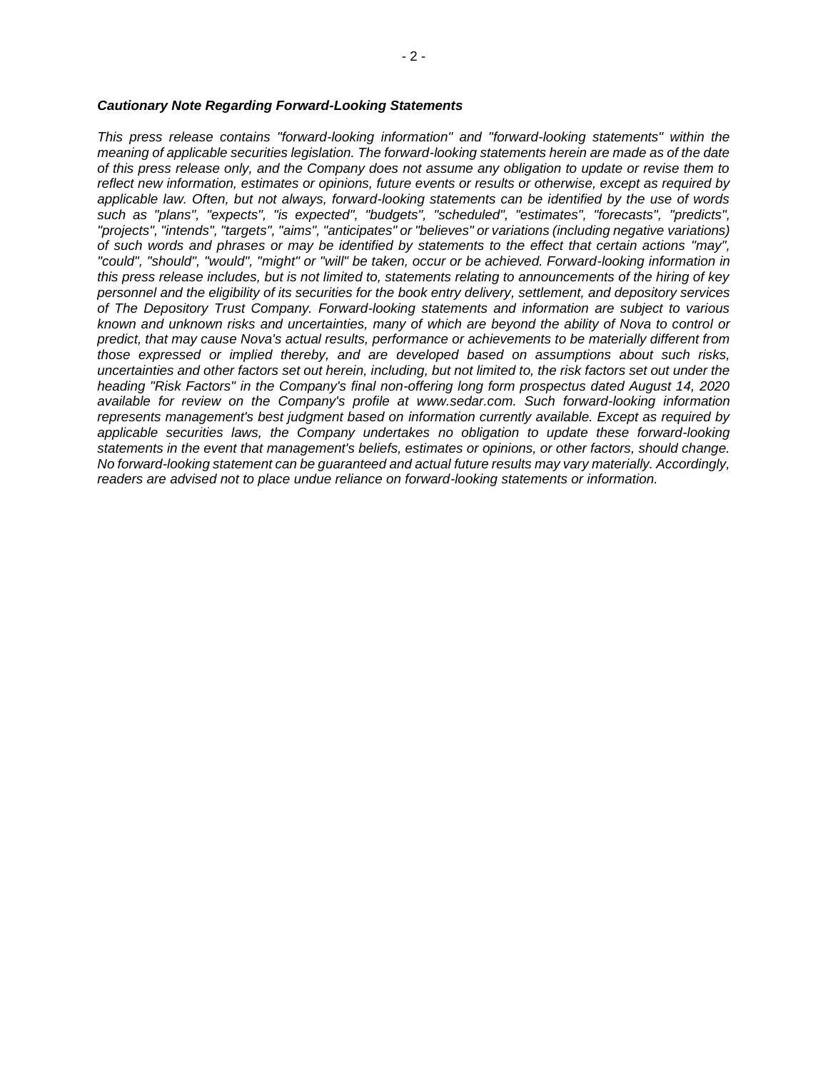***Cautionary Note Regarding Forward-Looking Statements***

*This press release contains "forward-looking information" and "forward-looking statements" within the meaning of applicable securities legislation. The forward-looking statements herein are made as of the date of this press release only, and the Company does not assume any obligation to update or revise them to reflect new information, estimates or opinions, future events or results or otherwise, except as required by applicable law. Often, but not always, forward-looking statements can be identified by the use of words such as "plans", "expects", "is expected", "budgets", "scheduled", "estimates", "forecasts", "predicts", "projects", "intends", "targets", "aims", "anticipates" or "believes" or variations (including negative variations) of such words and phrases or may be identified by statements to the effect that certain actions "may", "could", "should", "would", "might" or "will" be taken, occur or be achieved. Forward-looking information in this press release includes, but is not limited to, statements relating to announcements of the hiring of key personnel and the eligibility of its securities for the book entry delivery, settlement, and depository services of The Depository Trust Company. Forward-looking statements and information are subject to various known and unknown risks and uncertainties, many of which are beyond the ability of Nova to control or predict, that may cause Nova's actual results, performance or achievements to be materially different from those expressed or implied thereby, and are developed based on assumptions about such risks, uncertainties and other factors set out herein, including, but not limited to, the risk factors set out under the heading "Risk Factors" in the Company's final non-offering long form prospectus dated August 14, 2020 available for review on the Company's profile at www.sedar.com. Such forward-looking information represents management's best judgment based on information currently available. Except as required by applicable securities laws, the Company undertakes no obligation to update these forward-looking statements in the event that management's beliefs, estimates or opinions, or other factors, should change. No forward-looking statement can be guaranteed and actual future results may vary materially. Accordingly, readers are advised not to place undue reliance on forward-looking statements or information.*